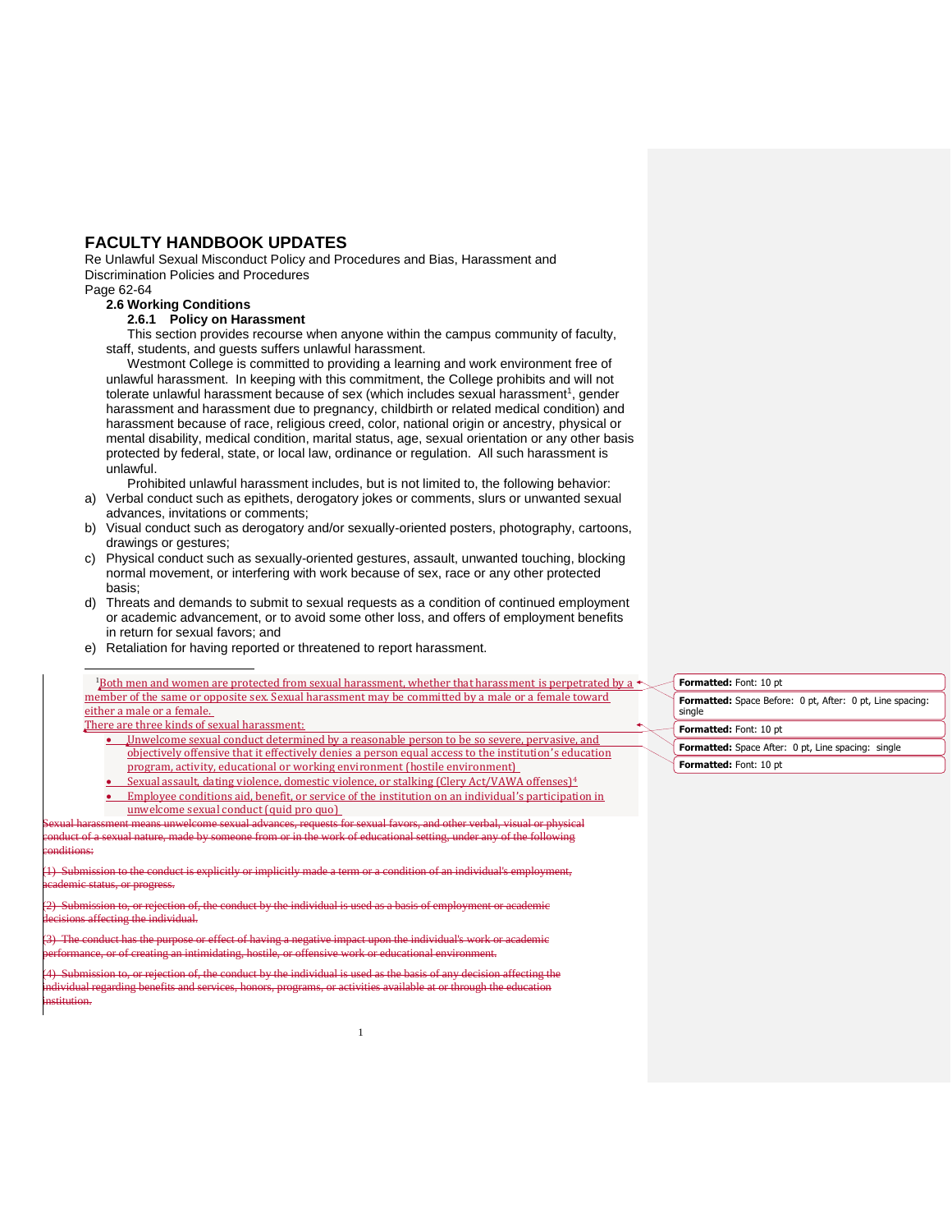# FACULTY HANDBOOK UPDATES

Re Unlawful Sexual Misconduct Policy and Procedures and Bias, Harassment and Discrimination Policies and Procedures

Page 62-64

## 2.6 Working Conditions

### 2.6.1 Policy on Harassment

This section provides recourse when anyone within the campus community of faculty, staff, students, and guests suffers unlawful harassment.

Westmont College is committed to providing a learning and work environment free of unlawful harassment. In keeping with this commitment, the College prohibits and will not tolerate unlawful harassment because of sex (which includes sexual harassment[1], gender harassment and harassment due to pregnancy, childbirth or related medical condition) and harassment because of race, religious creed, color, national origin or ancestry, physical or mental disability, medical condition, marital status, age, sexual orientation or any other basis protected by federal, state, or local law, ordinance or regulation. All such harassment is unlawful.

Prohibited unlawful harassment includes, but is not limited to, the following behavior:

a) Verbal conduct such as epithets, derogatory jokes or comments, slurs or unwanted sexual advances, invitations or comments;
b) Visual conduct such as derogatory and/or sexually-oriented posters, photography, cartoons, drawings or gestures;
c) Physical conduct such as sexually-oriented gestures, assault, unwanted touching, blocking normal movement, or interfering with work because of sex, race or any other protected basis;
d) Threats and demands to submit to sexual requests as a condition of continued employment or academic advancement, or to avoid some other loss, and offers of employment benefits in return for sexual favors; and
e) Retaliation for having reported or threatened to report harassment.

---

[1]Both men and women are protected from sexual harassment, whether that harassment is perpetrated by a member of the same or opposite sex. Sexual harassment may be committed by a male or a female toward either a male or a female.

There are three kinds of sexual harassment:

- Unwelcome sexual conduct determined by a reasonable person to be so severe, pervasive, and objectively offensive that it effectively denies a person equal access to the institution's education program, activity, educational or working environment (hostile environment)
- Sexual assault, dating violence, domestic violence, or stalking (Clery Act/VAWA offenses)[4]
- Employee conditions aid, benefit, or service of the institution on an individual's participation in unwelcome sexual conduct (quid pro quo)

~~Sexual harassment means unwelcome sexual advances, requests for sexual favors, and other verbal, visual or physical conduct of a sexual nature, made by someone from or in the work of educational setting, under any of the following conditions:~~

~~(1) Submission to the conduct is explicitly or implicitly made a term or a condition of an individual's employment, academic status, or progress.~~

~~(2) Submission to, or rejection of, the conduct by the individual is used as a basis of employment or academic decisions affecting the individual.~~

~~(3) The conduct has the purpose or effect of having a negative impact upon the individual's work or academic performance, or of creating an intimidating, hostile, or offensive work or educational environment.~~

~~(4) Submission to, or rejection of, the conduct by the individual is used as the basis of any decision affecting the individual regarding benefits and services, honors, programs, or activities available at or through the education institution.~~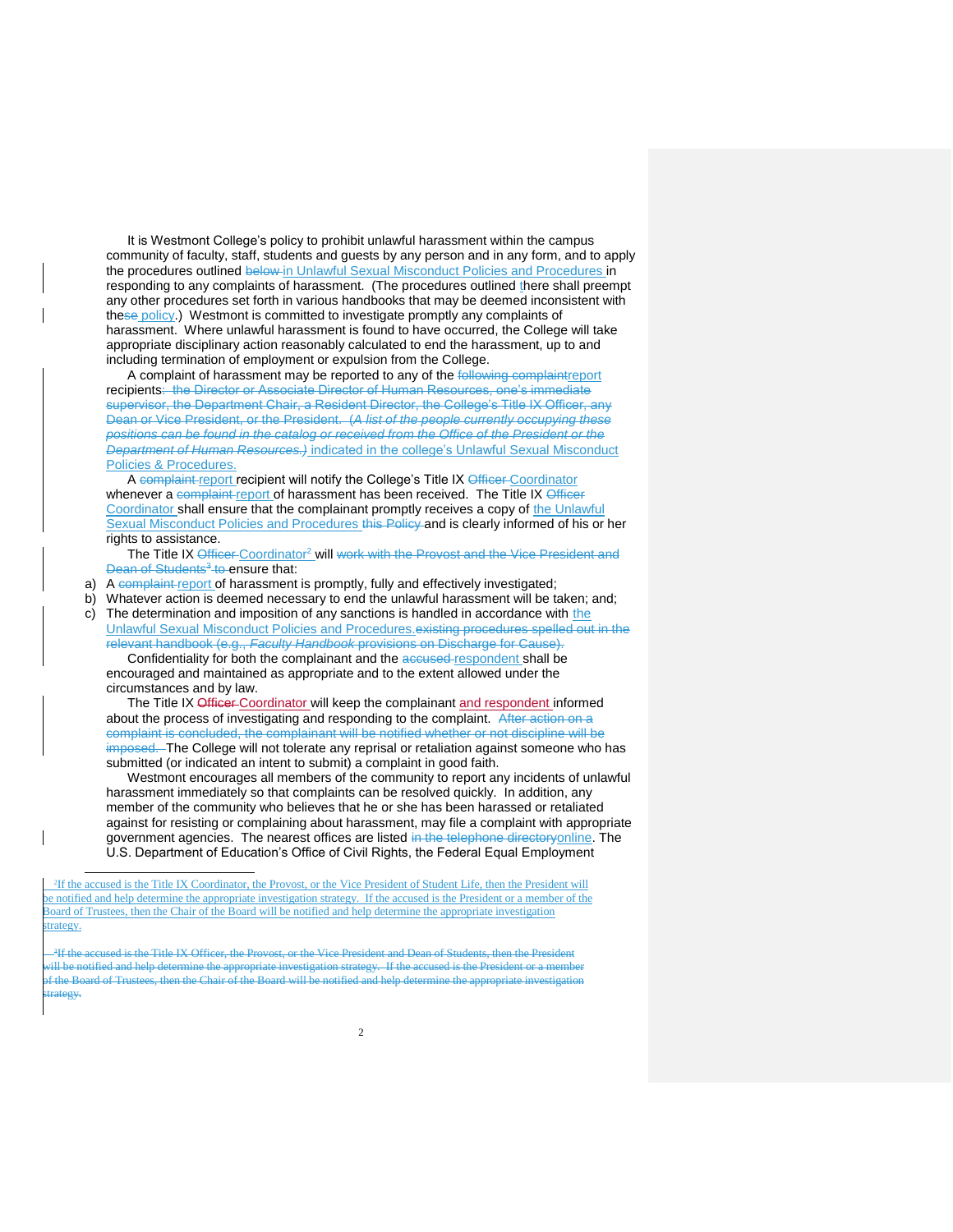It is Westmont College's policy to prohibit unlawful harassment within the campus community of faculty, staff, students and guests by any person and in any form, and to apply the procedures outlined ~~below~~ in Unlawful Sexual Misconduct Policies and Procedures in responding to any complaints of harassment. (The procedures outlined there shall preempt any other procedures set forth in various handbooks that may be deemed inconsistent with the~~se~~ policy.) Westmont is committed to investigate promptly any complaints of harassment. Where unlawful harassment is found to have occurred, the College will take appropriate disciplinary action reasonably calculated to end the harassment, up to and including termination of employment or expulsion from the College.

A complaint of harassment may be reported to any of the ~~following complaint~~report recipients~~: the Director or Associate Director of Human Resources, one's immediate supervisor, the Department Chair, a Resident Director, the College's Title IX Officer, any Dean or Vice President, or the President. (*A list of the people currently occupying these positions can be found in the catalog or received from the Office of the President or the Department of Human Resources.)*~~ indicated in the college's Unlawful Sexual Misconduct Policies & Procedures.

A ~~complaint~~ report recipient will notify the College's Title IX ~~Officer~~ Coordinator whenever a ~~complaint~~ report of harassment has been received. The Title IX ~~Officer~~ Coordinator shall ensure that the complainant promptly receives a copy of the Unlawful Sexual Misconduct Policies and Procedures ~~this Policy~~ and is clearly informed of his or her rights to assistance.

The Title IX ~~Officer~~ Coordinator[2] will ~~work with the Provost and the Vice President and Dean of Students[3] to~~ ensure that:

a) A ~~complaint~~ report of harassment is promptly, fully and effectively investigated;
b) Whatever action is deemed necessary to end the unlawful harassment will be taken; and;
c) The determination and imposition of any sanctions is handled in accordance with the Unlawful Sexual Misconduct Policies and Procedures.~~existing procedures spelled out in the relevant handbook (e.g., *Faculty Handbook* provisions on Discharge for Cause).~~

Confidentiality for both the complainant and the ~~accused~~ respondent shall be encouraged and maintained as appropriate and to the extent allowed under the circumstances and by law.

The Title IX ~~Officer~~ Coordinator will keep the complainant and respondent informed about the process of investigating and responding to the complaint. ~~After action on a complaint is concluded, the complainant will be notified whether or not discipline will be imposed.~~ The College will not tolerate any reprisal or retaliation against someone who has submitted (or indicated an intent to submit) a complaint in good faith.

Westmont encourages all members of the community to report any incidents of unlawful harassment immediately so that complaints can be resolved quickly. In addition, any member of the community who believes that he or she has been harassed or retaliated against for resisting or complaining about harassment, may file a complaint with appropriate government agencies. The nearest offices are listed ~~in the telephone directory~~online. The U.S. Department of Education's Office of Civil Rights, the Federal Equal Employment

---

[2] If the accused is the Title IX Coordinator, the Provost, or the Vice President of Student Life, then the President will be notified and help determine the appropriate investigation strategy. If the accused is the President or a member of the Board of Trustees, then the Chair of the Board will be notified and help determine the appropriate investigation strategy.

~~[3] If the accused is the Title IX Officer, the Provost, or the Vice President and Dean of Students, then the President will be notified and help determine the appropriate investigation strategy. If the accused is the President or a member of the Board of Trustees, then the Chair of the Board will be notified and help determine the appropriate investigation strategy.~~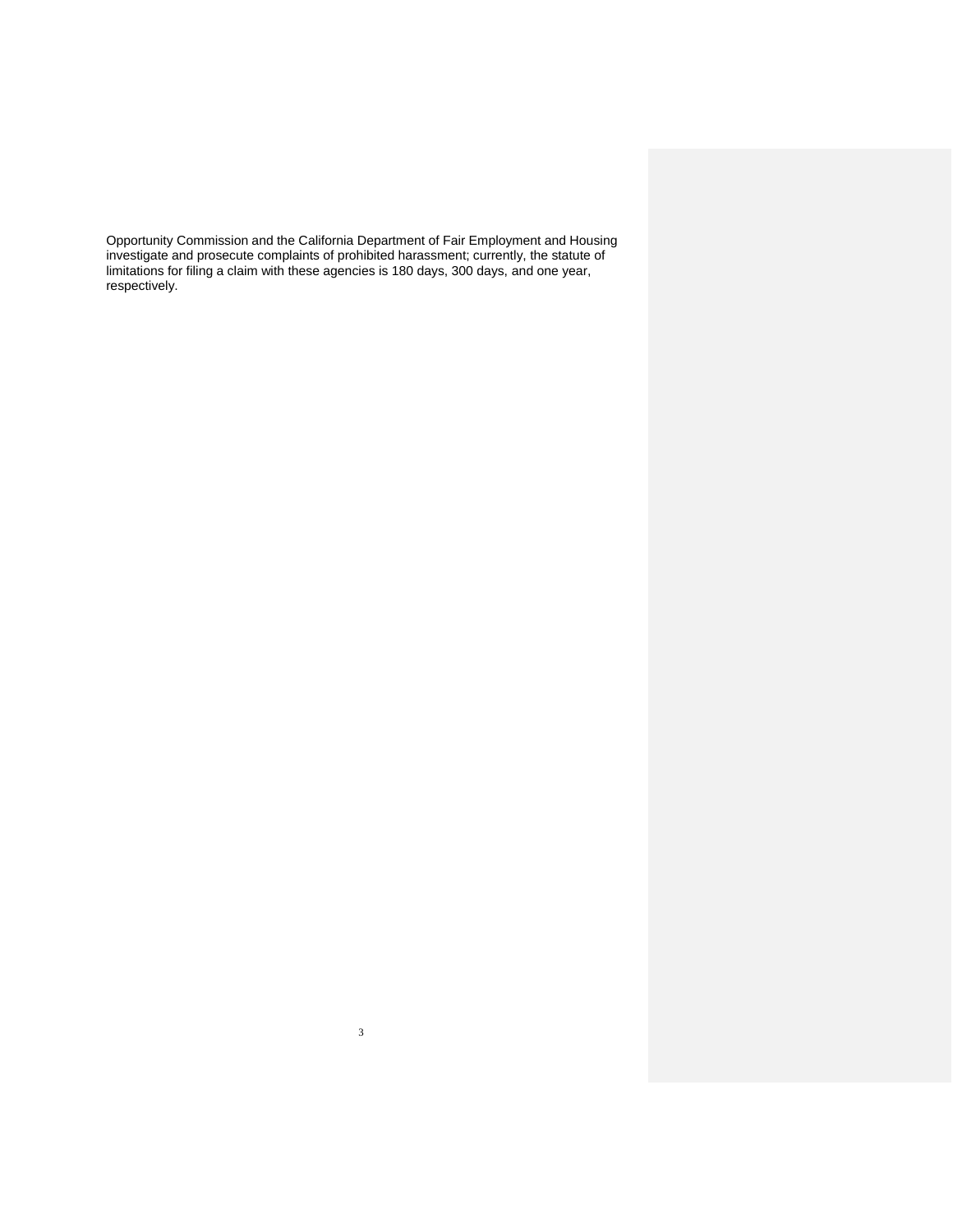Opportunity Commission and the California Department of Fair Employment and Housing investigate and prosecute complaints of prohibited harassment; currently, the statute of limitations for filing a claim with these agencies is 180 days, 300 days, and one year, respectively.